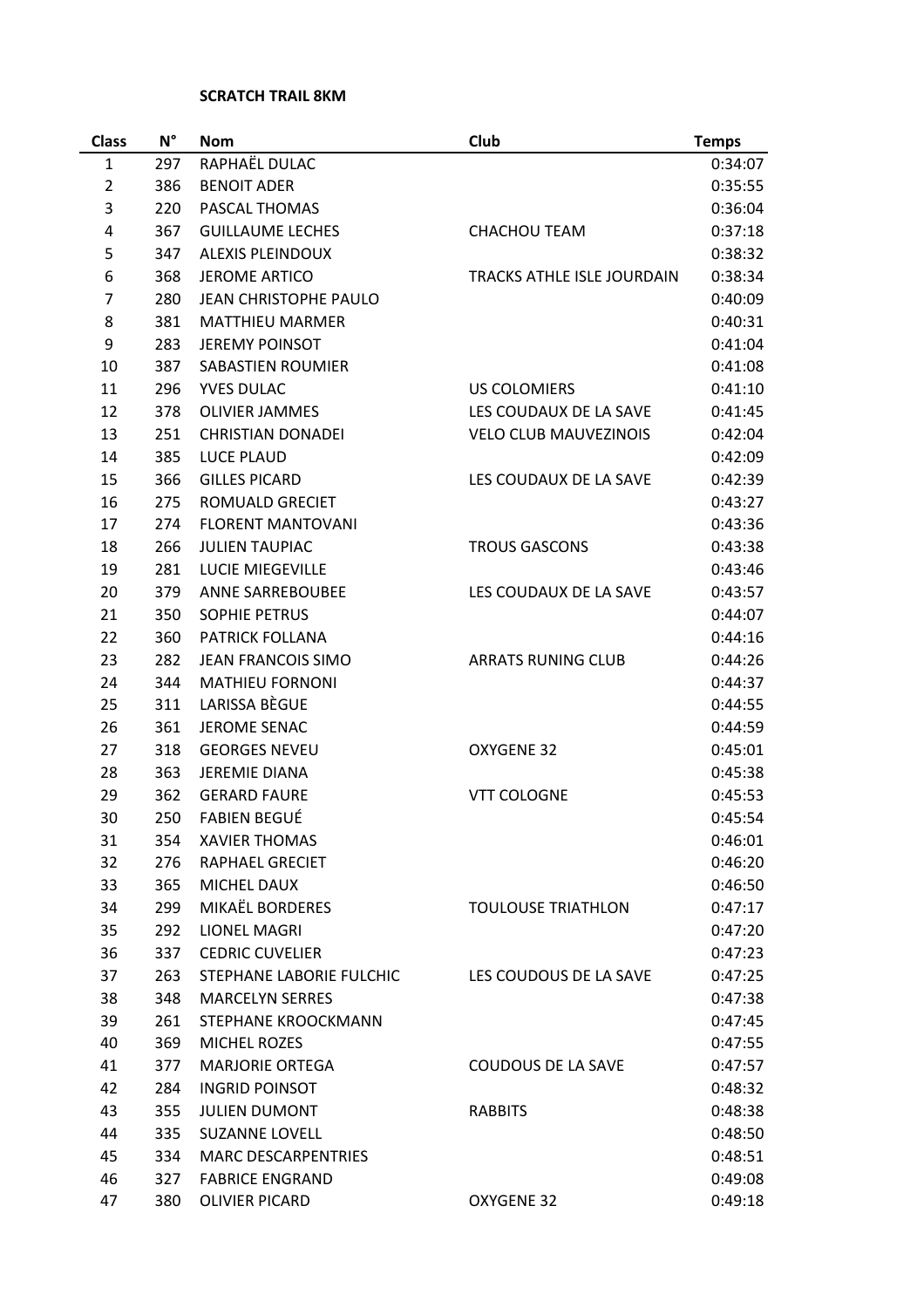**SCRATCH TRAIL 8KM**

| Class | N° | Nom | Club | Temps |
|---|---|---|---|---|
| 1 | 297 | RAPHAËL DULAC | | 0:34:07 |
| 2 | 386 | BENOIT ADER | | 0:35:55 |
| 3 | 220 | PASCAL THOMAS | | 0:36:04 |
| 4 | 367 | GUILLAUME LECHES | CHACHOU TEAM | 0:37:18 |
| 5 | 347 | ALEXIS PLEINDOUX | | 0:38:32 |
| 6 | 368 | JEROME ARTICO | TRACKS ATHLE ISLE JOURDAIN | 0:38:34 |
| 7 | 280 | JEAN CHRISTOPHE PAULO | | 0:40:09 |
| 8 | 381 | MATTHIEU MARMER | | 0:40:31 |
| 9 | 283 | JEREMY POINSOT | | 0:41:04 |
| 10 | 387 | SABASTIEN ROUMIER | | 0:41:08 |
| 11 | 296 | YVES DULAC | US COLOMIERS | 0:41:10 |
| 12 | 378 | OLIVIER JAMMES | LES COUDAUX DE LA SAVE | 0:41:45 |
| 13 | 251 | CHRISTIAN DONADEI | VELO CLUB MAUVEZINOIS | 0:42:04 |
| 14 | 385 | LUCE PLAUD | | 0:42:09 |
| 15 | 366 | GILLES PICARD | LES COUDAUX DE LA SAVE | 0:42:39 |
| 16 | 275 | ROMUALD GRECIET | | 0:43:27 |
| 17 | 274 | FLORENT MANTOVANI | | 0:43:36 |
| 18 | 266 | JULIEN TAUPIAC | TROUS GASCONS | 0:43:38 |
| 19 | 281 | LUCIE MIEGEVILLE | | 0:43:46 |
| 20 | 379 | ANNE SARREBOUBEE | LES COUDAUX DE LA SAVE | 0:43:57 |
| 21 | 350 | SOPHIE PETRUS | | 0:44:07 |
| 22 | 360 | PATRICK FOLLANA | | 0:44:16 |
| 23 | 282 | JEAN FRANCOIS SIMO | ARRATS RUNING CLUB | 0:44:26 |
| 24 | 344 | MATHIEU FORNONI | | 0:44:37 |
| 25 | 311 | LARISSA BÈGUE | | 0:44:55 |
| 26 | 361 | JEROME SENAC | | 0:44:59 |
| 27 | 318 | GEORGES NEVEU | OXYGENE 32 | 0:45:01 |
| 28 | 363 | JEREMIE DIANA | | 0:45:38 |
| 29 | 362 | GERARD FAURE | VTT COLOGNE | 0:45:53 |
| 30 | 250 | FABIEN BEGUÉ | | 0:45:54 |
| 31 | 354 | XAVIER THOMAS | | 0:46:01 |
| 32 | 276 | RAPHAEL GRECIET | | 0:46:20 |
| 33 | 365 | MICHEL DAUX | | 0:46:50 |
| 34 | 299 | MIKAËL BORDERES | TOULOUSE TRIATHLON | 0:47:17 |
| 35 | 292 | LIONEL MAGRI | | 0:47:20 |
| 36 | 337 | CEDRIC CUVELIER | | 0:47:23 |
| 37 | 263 | STEPHANE LABORIE FULCHIC | LES COUDOUS DE LA SAVE | 0:47:25 |
| 38 | 348 | MARCELYN SERRES | | 0:47:38 |
| 39 | 261 | STEPHANE KROOCKMANN | | 0:47:45 |
| 40 | 369 | MICHEL ROZES | | 0:47:55 |
| 41 | 377 | MARJORIE ORTEGA | COUDOUS DE LA SAVE | 0:47:57 |
| 42 | 284 | INGRID POINSOT | | 0:48:32 |
| 43 | 355 | JULIEN DUMONT | RABBITS | 0:48:38 |
| 44 | 335 | SUZANNE LOVELL | | 0:48:50 |
| 45 | 334 | MARC DESCARPENTRIES | | 0:48:51 |
| 46 | 327 | FABRICE ENGRAND | | 0:49:08 |
| 47 | 380 | OLIVIER PICARD | OXYGENE 32 | 0:49:18 |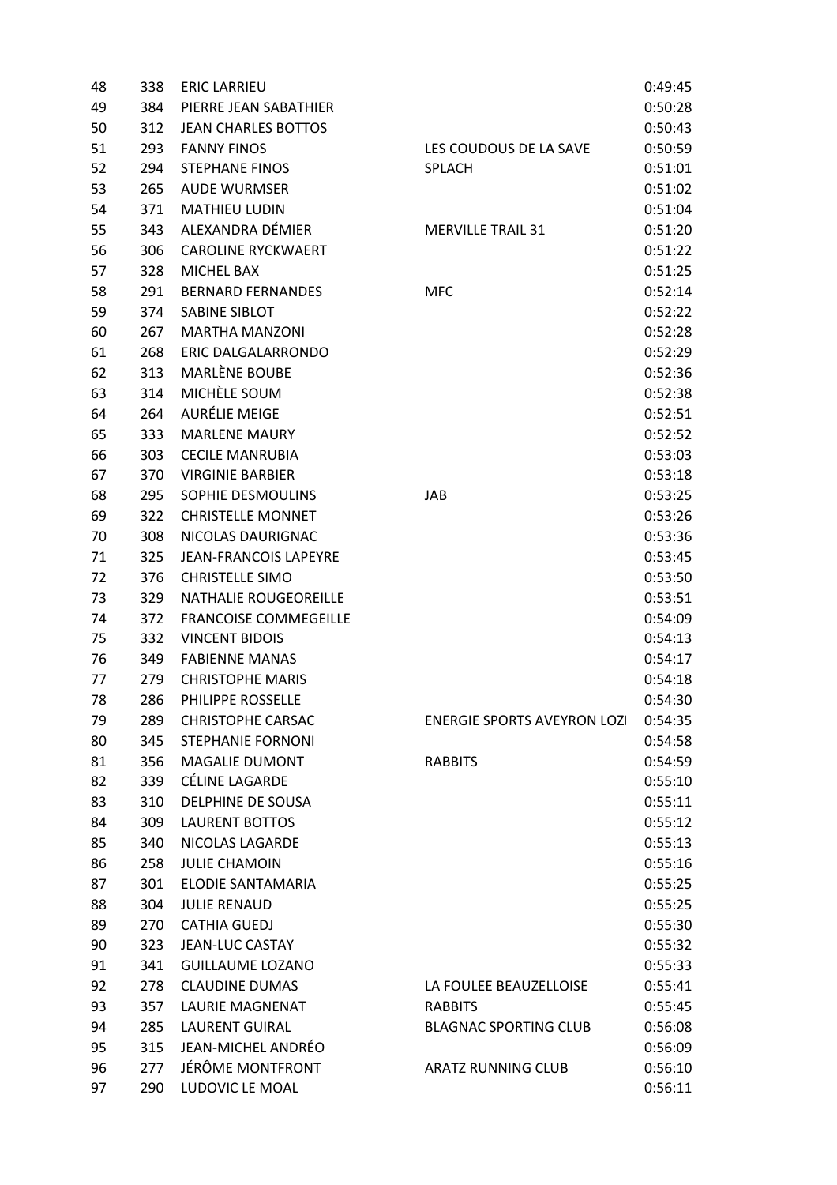| | | | | |
|---|---|---|---|---|
| 48 | 338 | ERIC LARRIEU | | 0:49:45 |
| 49 | 384 | PIERRE JEAN SABATHIER | | 0:50:28 |
| 50 | 312 | JEAN CHARLES BOTTOS | | 0:50:43 |
| 51 | 293 | FANNY FINOS | LES COUDOUS DE LA SAVE | 0:50:59 |
| 52 | 294 | STEPHANE FINOS | SPLACH | 0:51:01 |
| 53 | 265 | AUDE WURMSER | | 0:51:02 |
| 54 | 371 | MATHIEU LUDIN | | 0:51:04 |
| 55 | 343 | ALEXANDRA DÉMIER | MERVILLE TRAIL 31 | 0:51:20 |
| 56 | 306 | CAROLINE RYCKWAERT | | 0:51:22 |
| 57 | 328 | MICHEL BAX | | 0:51:25 |
| 58 | 291 | BERNARD FERNANDES | MFC | 0:52:14 |
| 59 | 374 | SABINE SIBLOT | | 0:52:22 |
| 60 | 267 | MARTHA MANZONI | | 0:52:28 |
| 61 | 268 | ERIC DALGALARRONDO | | 0:52:29 |
| 62 | 313 | MARLÈNE BOUBE | | 0:52:36 |
| 63 | 314 | MICHÈLE SOUM | | 0:52:38 |
| 64 | 264 | AURÉLIE MEIGE | | 0:52:51 |
| 65 | 333 | MARLENE MAURY | | 0:52:52 |
| 66 | 303 | CECILE MANRUBIA | | 0:53:03 |
| 67 | 370 | VIRGINIE BARBIER | | 0:53:18 |
| 68 | 295 | SOPHIE DESMOULINS | JAB | 0:53:25 |
| 69 | 322 | CHRISTELLE MONNET | | 0:53:26 |
| 70 | 308 | NICOLAS DAURIGNAC | | 0:53:36 |
| 71 | 325 | JEAN-FRANCOIS LAPEYRE | | 0:53:45 |
| 72 | 376 | CHRISTELLE SIMO | | 0:53:50 |
| 73 | 329 | NATHALIE ROUGEOREILLE | | 0:53:51 |
| 74 | 372 | FRANCOISE COMMEGEILLE | | 0:54:09 |
| 75 | 332 | VINCENT BIDOIS | | 0:54:13 |
| 76 | 349 | FABIENNE MANAS | | 0:54:17 |
| 77 | 279 | CHRISTOPHE MARIS | | 0:54:18 |
| 78 | 286 | PHILIPPE ROSSELLE | | 0:54:30 |
| 79 | 289 | CHRISTOPHE CARSAC | ENERGIE SPORTS AVEYRON LOZI | 0:54:35 |
| 80 | 345 | STEPHANIE FORNONI | | 0:54:58 |
| 81 | 356 | MAGALIE DUMONT | RABBITS | 0:54:59 |
| 82 | 339 | CÉLINE LAGARDE | | 0:55:10 |
| 83 | 310 | DELPHINE DE SOUSA | | 0:55:11 |
| 84 | 309 | LAURENT BOTTOS | | 0:55:12 |
| 85 | 340 | NICOLAS LAGARDE | | 0:55:13 |
| 86 | 258 | JULIE CHAMOIN | | 0:55:16 |
| 87 | 301 | ELODIE SANTAMARIA | | 0:55:25 |
| 88 | 304 | JULIE RENAUD | | 0:55:25 |
| 89 | 270 | CATHIA GUEDJ | | 0:55:30 |
| 90 | 323 | JEAN-LUC CASTAY | | 0:55:32 |
| 91 | 341 | GUILLAUME LOZANO | | 0:55:33 |
| 92 | 278 | CLAUDINE DUMAS | LA FOULEE BEAUZELLOISE | 0:55:41 |
| 93 | 357 | LAURIE MAGNENAT | RABBITS | 0:55:45 |
| 94 | 285 | LAURENT GUIRAL | BLAGNAC SPORTING CLUB | 0:56:08 |
| 95 | 315 | JEAN-MICHEL ANDRÉO | | 0:56:09 |
| 96 | 277 | JÉRÔME MONTFRONT | ARATZ RUNNING CLUB | 0:56:10 |
| 97 | 290 | LUDOVIC LE MOAL | | 0:56:11 |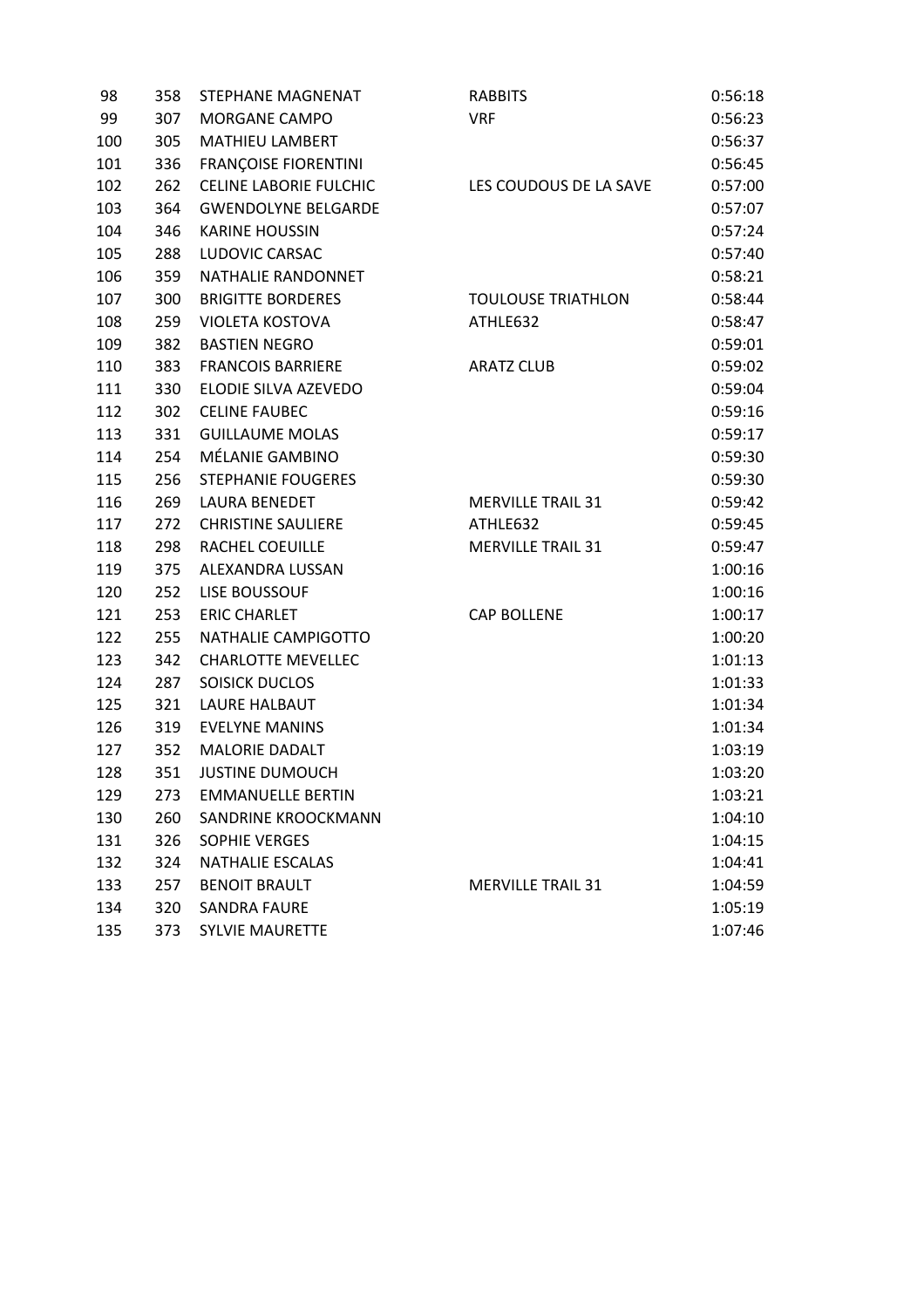| | | | | |
|---|---|---|---|---|
| 98 | 358 | STEPHANE MAGNENAT | RABBITS | 0:56:18 |
| 99 | 307 | MORGANE CAMPO | VRF | 0:56:23 |
| 100 | 305 | MATHIEU LAMBERT | | 0:56:37 |
| 101 | 336 | FRANÇOISE FIORENTINI | | 0:56:45 |
| 102 | 262 | CELINE LABORIE FULCHIC | LES COUDOUS DE LA SAVE | 0:57:00 |
| 103 | 364 | GWENDOLYNE BELGARDE | | 0:57:07 |
| 104 | 346 | KARINE HOUSSIN | | 0:57:24 |
| 105 | 288 | LUDOVIC CARSAC | | 0:57:40 |
| 106 | 359 | NATHALIE RANDONNET | | 0:58:21 |
| 107 | 300 | BRIGITTE BORDERES | TOULOUSE TRIATHLON | 0:58:44 |
| 108 | 259 | VIOLETA KOSTOVA | ATHLE632 | 0:58:47 |
| 109 | 382 | BASTIEN NEGRO | | 0:59:01 |
| 110 | 383 | FRANCOIS BARRIERE | ARATZ CLUB | 0:59:02 |
| 111 | 330 | ELODIE SILVA AZEVEDO | | 0:59:04 |
| 112 | 302 | CELINE FAUBEC | | 0:59:16 |
| 113 | 331 | GUILLAUME MOLAS | | 0:59:17 |
| 114 | 254 | MÉLANIE GAMBINO | | 0:59:30 |
| 115 | 256 | STEPHANIE FOUGERES | | 0:59:30 |
| 116 | 269 | LAURA BENEDET | MERVILLE TRAIL 31 | 0:59:42 |
| 117 | 272 | CHRISTINE SAULIERE | ATHLE632 | 0:59:45 |
| 118 | 298 | RACHEL COEUILLE | MERVILLE TRAIL 31 | 0:59:47 |
| 119 | 375 | ALEXANDRA LUSSAN | | 1:00:16 |
| 120 | 252 | LISE BOUSSOUF | | 1:00:16 |
| 121 | 253 | ERIC CHARLET | CAP BOLLENE | 1:00:17 |
| 122 | 255 | NATHALIE CAMPIGOTTO | | 1:00:20 |
| 123 | 342 | CHARLOTTE MEVELLEC | | 1:01:13 |
| 124 | 287 | SOISICK DUCLOS | | 1:01:33 |
| 125 | 321 | LAURE HALBAUT | | 1:01:34 |
| 126 | 319 | EVELYNE MANINS | | 1:01:34 |
| 127 | 352 | MALORIE DADALT | | 1:03:19 |
| 128 | 351 | JUSTINE DUMOUCH | | 1:03:20 |
| 129 | 273 | EMMANUELLE BERTIN | | 1:03:21 |
| 130 | 260 | SANDRINE KROOCKMANN | | 1:04:10 |
| 131 | 326 | SOPHIE VERGES | | 1:04:15 |
| 132 | 324 | NATHALIE ESCALAS | | 1:04:41 |
| 133 | 257 | BENOIT BRAULT | MERVILLE TRAIL 31 | 1:04:59 |
| 134 | 320 | SANDRA FAURE | | 1:05:19 |
| 135 | 373 | SYLVIE MAURETTE | | 1:07:46 |